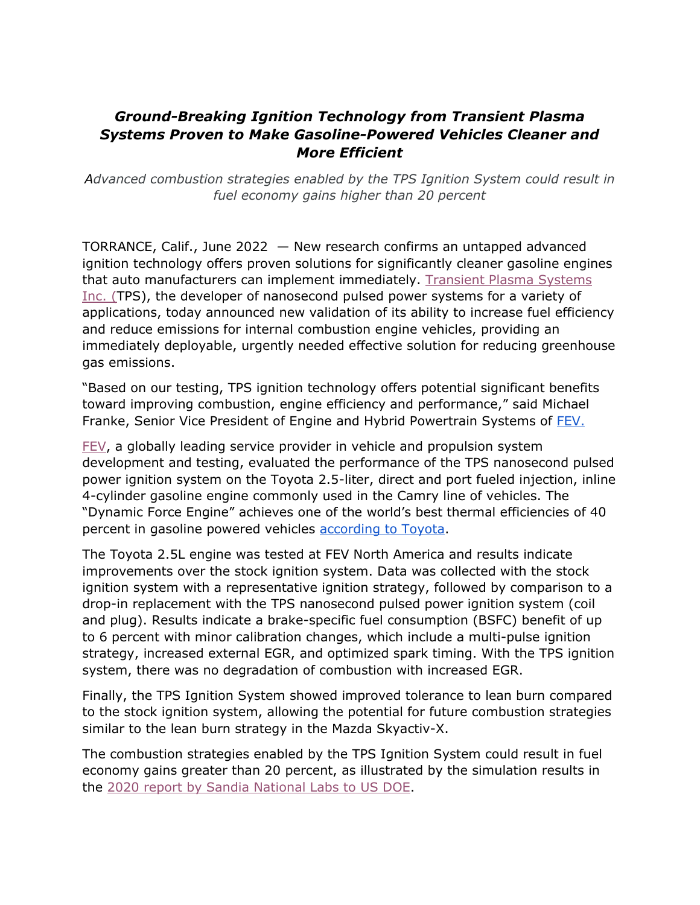# ***Ground-Breaking Ignition Technology from Transient Plasma Systems Proven to Make Gasoline-Powered Vehicles Cleaner and More Efficient***

*Advanced combustion strategies enabled by the TPS Ignition System could result in fuel economy gains higher than 20 percent*

TORRANCE, Calif., June 2022 — New research confirms an untapped advanced ignition technology offers proven solutions for significantly cleaner gasoline engines that auto manufacturers can implement immediately. Transient Plasma Systems Inc. (TPS), the developer of nanosecond pulsed power systems for a variety of applications, today announced new validation of its ability to increase fuel efficiency and reduce emissions for internal combustion engine vehicles, providing an immediately deployable, urgently needed effective solution for reducing greenhouse gas emissions.

"Based on our testing, TPS ignition technology offers potential significant benefits toward improving combustion, engine efficiency and performance," said Michael Franke, Senior Vice President of Engine and Hybrid Powertrain Systems of FEV.

FEV, a globally leading service provider in vehicle and propulsion system development and testing, evaluated the performance of the TPS nanosecond pulsed power ignition system on the Toyota 2.5-liter, direct and port fueled injection, inline 4-cylinder gasoline engine commonly used in the Camry line of vehicles. The "Dynamic Force Engine" achieves one of the world's best thermal efficiencies of 40 percent in gasoline powered vehicles according to Toyota.

The Toyota 2.5L engine was tested at FEV North America and results indicate improvements over the stock ignition system. Data was collected with the stock ignition system with a representative ignition strategy, followed by comparison to a drop-in replacement with the TPS nanosecond pulsed power ignition system (coil and plug). Results indicate a brake-specific fuel consumption (BSFC) benefit of up to 6 percent with minor calibration changes, which include a multi-pulse ignition strategy, increased external EGR, and optimized spark timing. With the TPS ignition system, there was no degradation of combustion with increased EGR.

Finally, the TPS Ignition System showed improved tolerance to lean burn compared to the stock ignition system, allowing the potential for future combustion strategies similar to the lean burn strategy in the Mazda Skyactiv-X.

The combustion strategies enabled by the TPS Ignition System could result in fuel economy gains greater than 20 percent, as illustrated by the simulation results in the 2020 report by Sandia National Labs to US DOE.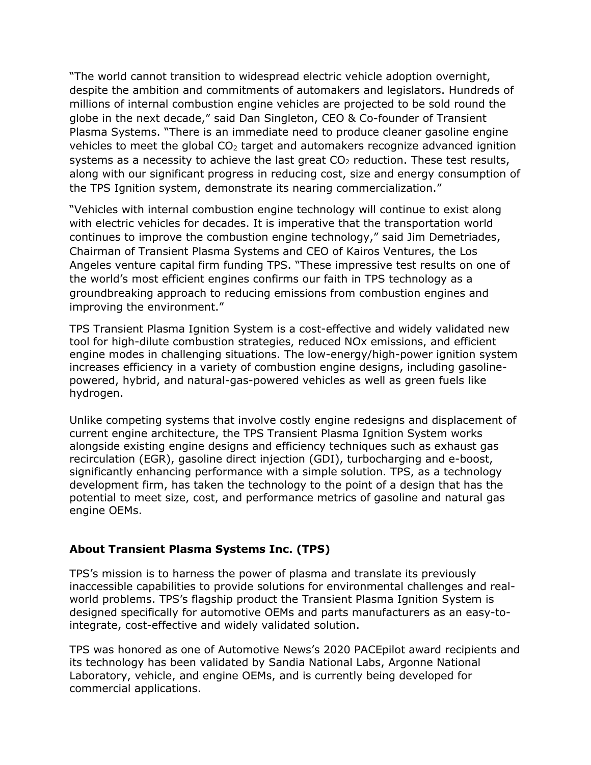"The world cannot transition to widespread electric vehicle adoption overnight, despite the ambition and commitments of automakers and legislators. Hundreds of millions of internal combustion engine vehicles are projected to be sold round the globe in the next decade," said Dan Singleton, CEO & Co-founder of Transient Plasma Systems. "There is an immediate need to produce cleaner gasoline engine vehicles to meet the global $CO_2$ target and automakers recognize advanced ignition systems as a necessity to achieve the last great $CO_2$ reduction. These test results, along with our significant progress in reducing cost, size and energy consumption of the TPS Ignition system, demonstrate its nearing commercialization."

"Vehicles with internal combustion engine technology will continue to exist along with electric vehicles for decades. It is imperative that the transportation world continues to improve the combustion engine technology," said Jim Demetriades, Chairman of Transient Plasma Systems and CEO of Kairos Ventures, the Los Angeles venture capital firm funding TPS. "These impressive test results on one of the world's most efficient engines confirms our faith in TPS technology as a groundbreaking approach to reducing emissions from combustion engines and improving the environment."

TPS Transient Plasma Ignition System is a cost-effective and widely validated new tool for high-dilute combustion strategies, reduced NOx emissions, and efficient engine modes in challenging situations. The low-energy/high-power ignition system increases efficiency in a variety of combustion engine designs, including gasoline-powered, hybrid, and natural-gas-powered vehicles as well as green fuels like hydrogen.

Unlike competing systems that involve costly engine redesigns and displacement of current engine architecture, the TPS Transient Plasma Ignition System works alongside existing engine designs and efficiency techniques such as exhaust gas recirculation (EGR), gasoline direct injection (GDI), turbocharging and e-boost, significantly enhancing performance with a simple solution. TPS, as a technology development firm, has taken the technology to the point of a design that has the potential to meet size, cost, and performance metrics of gasoline and natural gas engine OEMs.

## About Transient Plasma Systems Inc. (TPS)

TPS's mission is to harness the power of plasma and translate its previously inaccessible capabilities to provide solutions for environmental challenges and real-world problems. TPS's flagship product the Transient Plasma Ignition System is designed specifically for automotive OEMs and parts manufacturers as an easy-to-integrate, cost-effective and widely validated solution.

TPS was honored as one of Automotive News's 2020 PACEpilot award recipients and its technology has been validated by Sandia National Labs, Argonne National Laboratory, vehicle, and engine OEMs, and is currently being developed for commercial applications.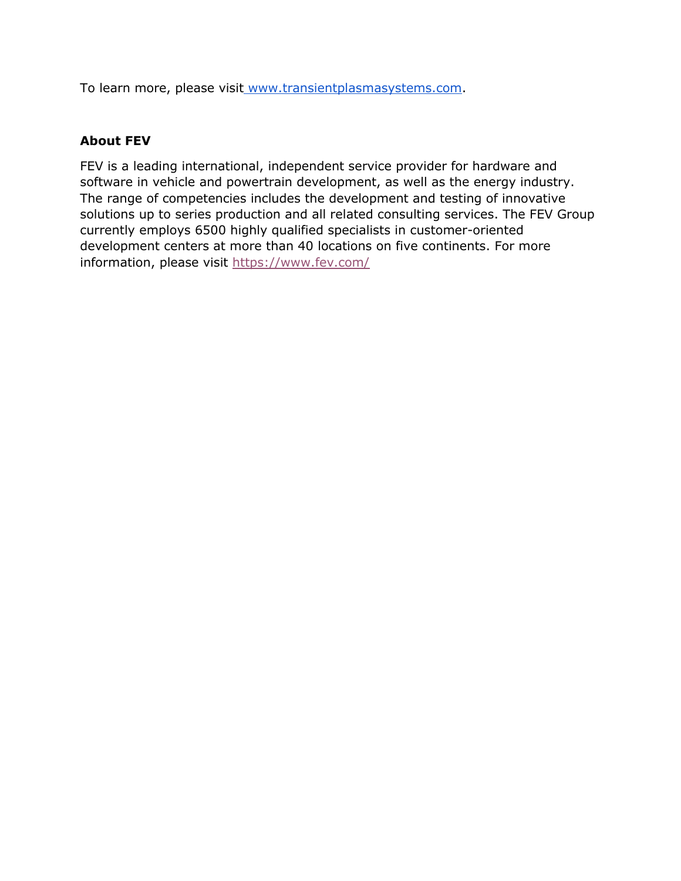To learn more, please visit [www.transientplasmasystems.com](http://www.transientplasmasystems.com).

**About FEV**

FEV is a leading international, independent service provider for hardware and software in vehicle and powertrain development, as well as the energy industry. The range of competencies includes the development and testing of innovative solutions up to series production and all related consulting services. The FEV Group currently employs 6500 highly qualified specialists in customer-oriented development centers at more than 40 locations on five continents. For more information, please visit [https://www.fev.com/](https://www.fev.com/)